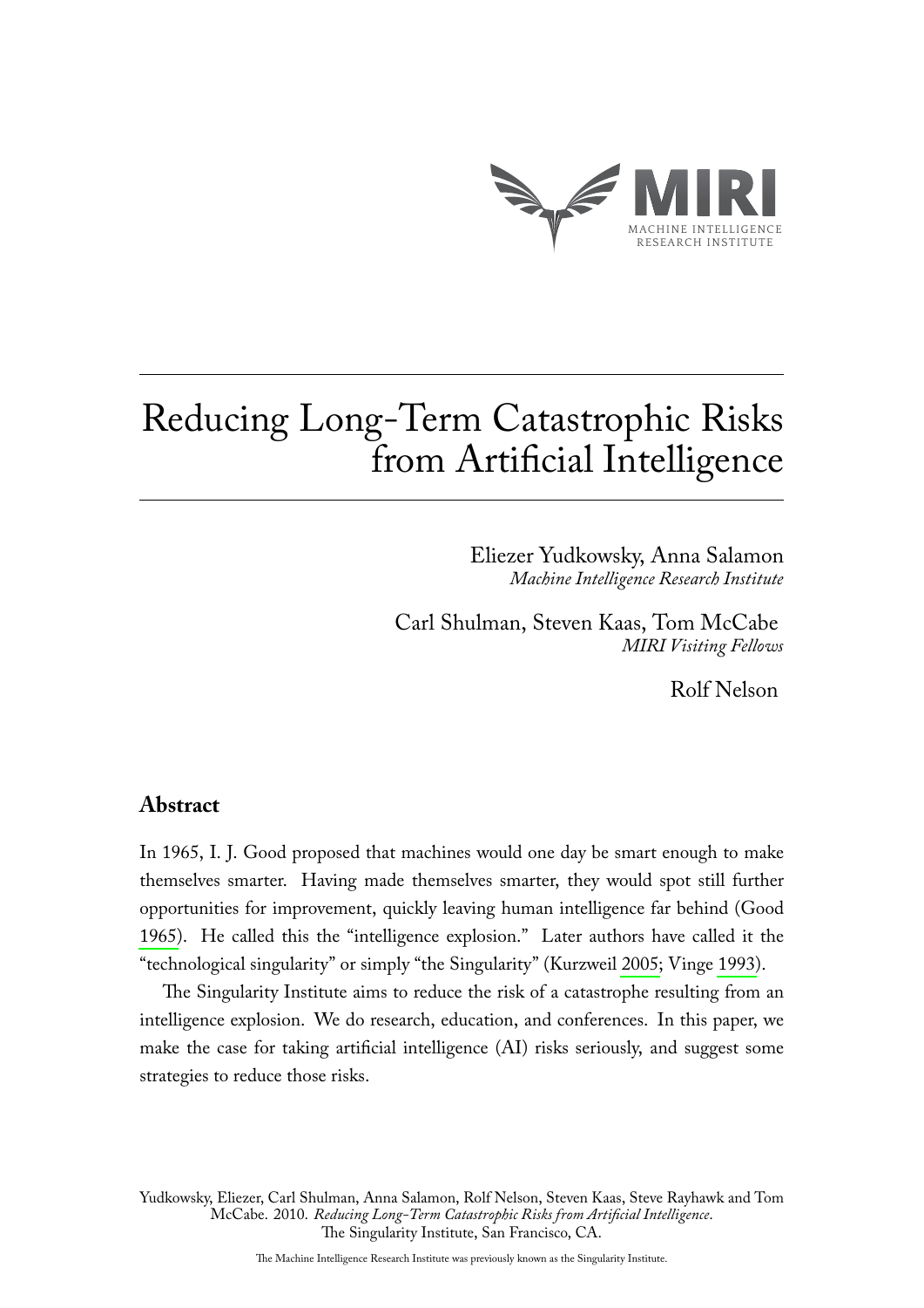# Reducing Long-Term Catastrophic Risks from Artificial Intelligence

Eliezer Yudkowsky, Anna Salamon
*Machine Intelligence Research Institute*

Carl Shulman, Steven Kaas, Tom McCabe
*MIRI Visiting Fellows*

Rolf Nelson

## Abstract

In 1965, I. J. Good proposed that machines would one day be smart enough to make themselves smarter. Having made themselves smarter, they would spot still further opportunities for improvement, quickly leaving human intelligence far behind (Good 1965). He called this the "intelligence explosion." Later authors have called it the "technological singularity" or simply "the Singularity" (Kurzweil 2005; Vinge 1993).

The Singularity Institute aims to reduce the risk of a catastrophe resulting from an intelligence explosion. We do research, education, and conferences. In this paper, we make the case for taking artificial intelligence (AI) risks seriously, and suggest some strategies to reduce those risks.

Yudkowsky, Eliezer, Carl Shulman, Anna Salamon, Rolf Nelson, Steven Kaas, Steve Rayhawk and Tom McCabe. 2010. *Reducing Long-Term Catastrophic Risks from Artificial Intelligence*. The Singularity Institute, San Francisco, CA.

The Machine Intelligence Research Institute was previously known as the Singularity Institute.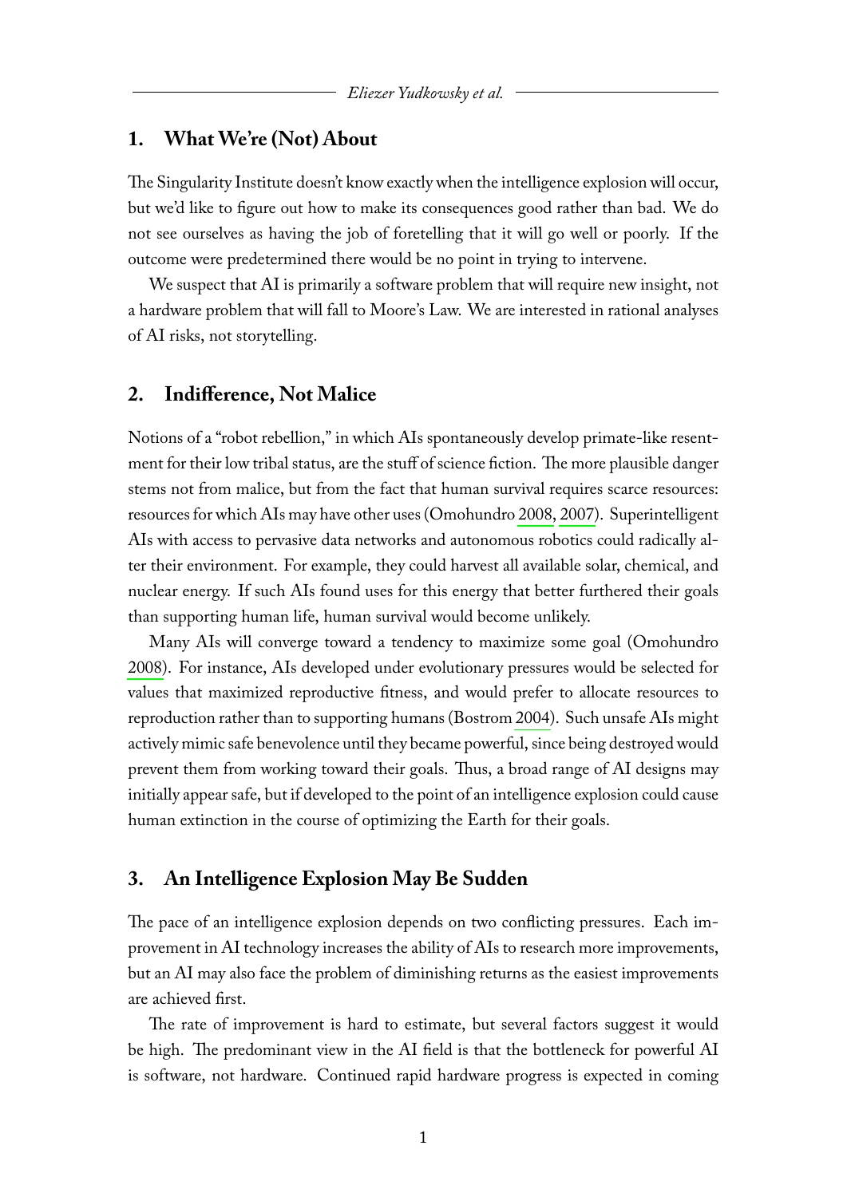## 1. What We're (Not) About

The Singularity Institute doesn't know exactly when the intelligence explosion will occur, but we'd like to figure out how to make its consequences good rather than bad. We do not see ourselves as having the job of foretelling that it will go well or poorly. If the outcome were predetermined there would be no point in trying to intervene.

We suspect that AI is primarily a software problem that will require new insight, not a hardware problem that will fall to Moore's Law. We are interested in rational analyses of AI risks, not storytelling.

## 2. Indifference, Not Malice

Notions of a "robot rebellion," in which AIs spontaneously develop primate-like resentment for their low tribal status, are the stuff of science fiction. The more plausible danger stems not from malice, but from the fact that human survival requires scarce resources: resources for which AIs may have other uses (Omohundro 2008, 2007). Superintelligent AIs with access to pervasive data networks and autonomous robotics could radically alter their environment. For example, they could harvest all available solar, chemical, and nuclear energy. If such AIs found uses for this energy that better furthered their goals than supporting human life, human survival would become unlikely.

Many AIs will converge toward a tendency to maximize some goal (Omohundro 2008). For instance, AIs developed under evolutionary pressures would be selected for values that maximized reproductive fitness, and would prefer to allocate resources to reproduction rather than to supporting humans (Bostrom 2004). Such unsafe AIs might actively mimic safe benevolence until they became powerful, since being destroyed would prevent them from working toward their goals. Thus, a broad range of AI designs may initially appear safe, but if developed to the point of an intelligence explosion could cause human extinction in the course of optimizing the Earth for their goals.

## 3. An Intelligence Explosion May Be Sudden

The pace of an intelligence explosion depends on two conflicting pressures. Each improvement in AI technology increases the ability of AIs to research more improvements, but an AI may also face the problem of diminishing returns as the easiest improvements are achieved first.

The rate of improvement is hard to estimate, but several factors suggest it would be high. The predominant view in the AI field is that the bottleneck for powerful AI is software, not hardware. Continued rapid hardware progress is expected in coming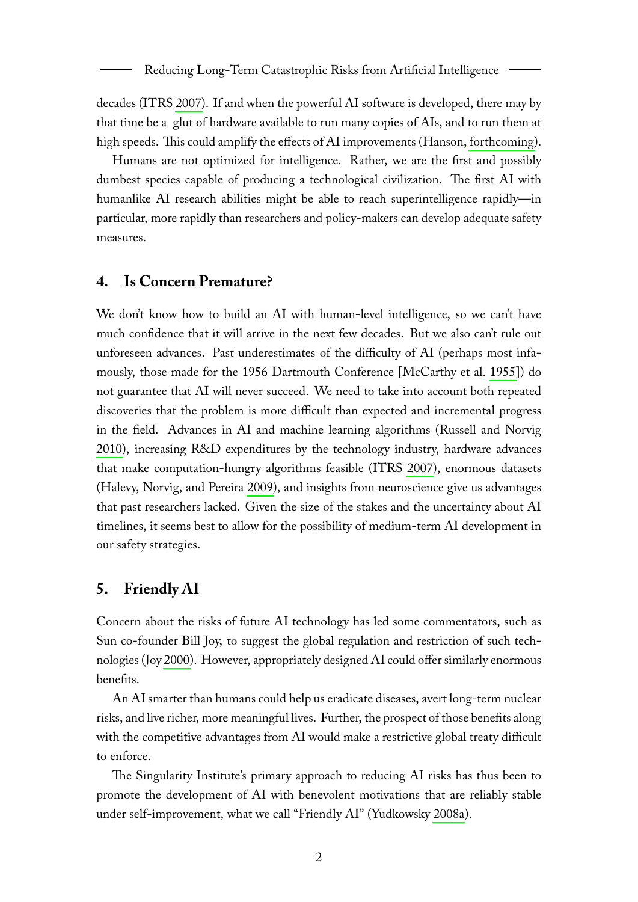decades (ITRS 2007). If and when the powerful AI software is developed, there may by that time be a glut of hardware available to run many copies of AIs, and to run them at high speeds. This could amplify the effects of AI improvements (Hanson, forthcoming).

Humans are not optimized for intelligence. Rather, we are the first and possibly dumbest species capable of producing a technological civilization. The first AI with humanlike AI research abilities might be able to reach superintelligence rapidly—in particular, more rapidly than researchers and policy-makers can develop adequate safety measures.

## 4. Is Concern Premature?

We don't know how to build an AI with human-level intelligence, so we can't have much confidence that it will arrive in the next few decades. But we also can't rule out unforeseen advances. Past underestimates of the difficulty of AI (perhaps most infamously, those made for the 1956 Dartmouth Conference [McCarthy et al. 1955]) do not guarantee that AI will never succeed. We need to take into account both repeated discoveries that the problem is more difficult than expected and incremental progress in the field. Advances in AI and machine learning algorithms (Russell and Norvig 2010), increasing R&D expenditures by the technology industry, hardware advances that make computation-hungry algorithms feasible (ITRS 2007), enormous datasets (Halevy, Norvig, and Pereira 2009), and insights from neuroscience give us advantages that past researchers lacked. Given the size of the stakes and the uncertainty about AI timelines, it seems best to allow for the possibility of medium-term AI development in our safety strategies.

## 5. Friendly AI

Concern about the risks of future AI technology has led some commentators, such as Sun co-founder Bill Joy, to suggest the global regulation and restriction of such technologies (Joy 2000). However, appropriately designed AI could offer similarly enormous benefits.

An AI smarter than humans could help us eradicate diseases, avert long-term nuclear risks, and live richer, more meaningful lives. Further, the prospect of those benefits along with the competitive advantages from AI would make a restrictive global treaty difficult to enforce.

The Singularity Institute's primary approach to reducing AI risks has thus been to promote the development of AI with benevolent motivations that are reliably stable under self-improvement, what we call "Friendly AI" (Yudkowsky 2008a).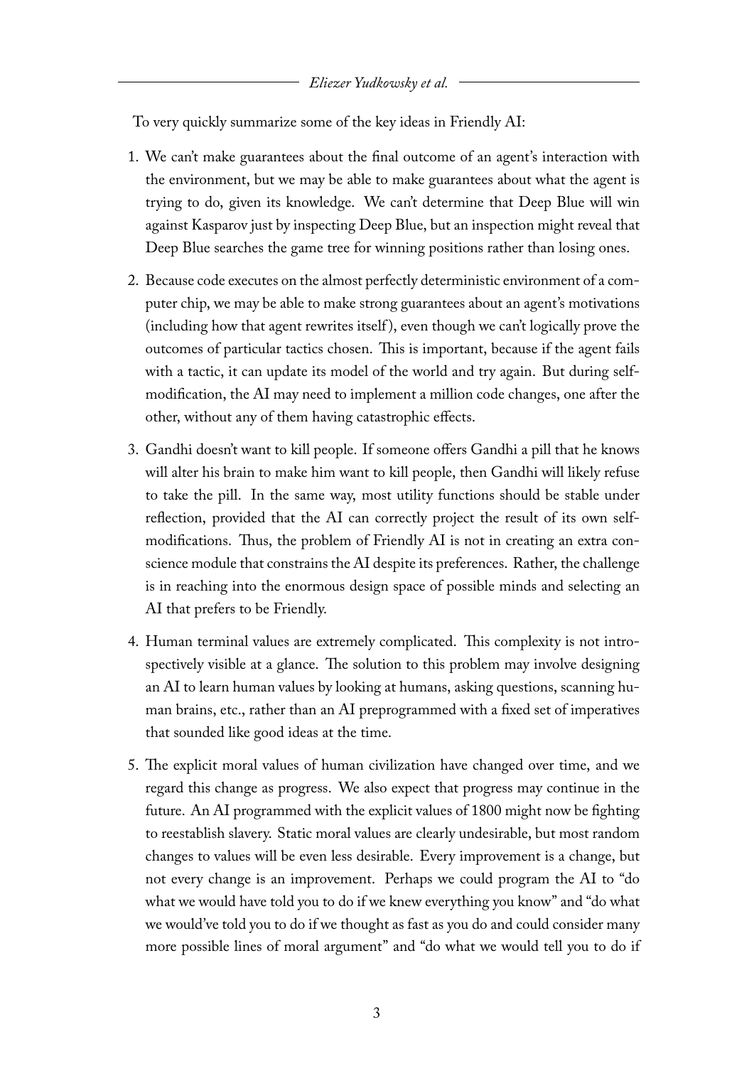To very quickly summarize some of the key ideas in Friendly AI:

1. We can't make guarantees about the final outcome of an agent's interaction with the environment, but we may be able to make guarantees about what the agent is trying to do, given its knowledge. We can't determine that Deep Blue will win against Kasparov just by inspecting Deep Blue, but an inspection might reveal that Deep Blue searches the game tree for winning positions rather than losing ones.

2. Because code executes on the almost perfectly deterministic environment of a computer chip, we may be able to make strong guarantees about an agent's motivations (including how that agent rewrites itself), even though we can't logically prove the outcomes of particular tactics chosen. This is important, because if the agent fails with a tactic, it can update its model of the world and try again. But during self-modification, the AI may need to implement a million code changes, one after the other, without any of them having catastrophic effects.

3. Gandhi doesn't want to kill people. If someone offers Gandhi a pill that he knows will alter his brain to make him want to kill people, then Gandhi will likely refuse to take the pill. In the same way, most utility functions should be stable under reflection, provided that the AI can correctly project the result of its own self-modifications. Thus, the problem of Friendly AI is not in creating an extra conscience module that constrains the AI despite its preferences. Rather, the challenge is in reaching into the enormous design space of possible minds and selecting an AI that prefers to be Friendly.

4. Human terminal values are extremely complicated. This complexity is not introspectively visible at a glance. The solution to this problem may involve designing an AI to learn human values by looking at humans, asking questions, scanning human brains, etc., rather than an AI preprogrammed with a fixed set of imperatives that sounded like good ideas at the time.

5. The explicit moral values of human civilization have changed over time, and we regard this change as progress. We also expect that progress may continue in the future. An AI programmed with the explicit values of 1800 might now be fighting to reestablish slavery. Static moral values are clearly undesirable, but most random changes to values will be even less desirable. Every improvement is a change, but not every change is an improvement. Perhaps we could program the AI to "do what we would have told you to do if we knew everything you know" and "do what we would've told you to do if we thought as fast as you do and could consider many more possible lines of moral argument" and "do what we would tell you to do if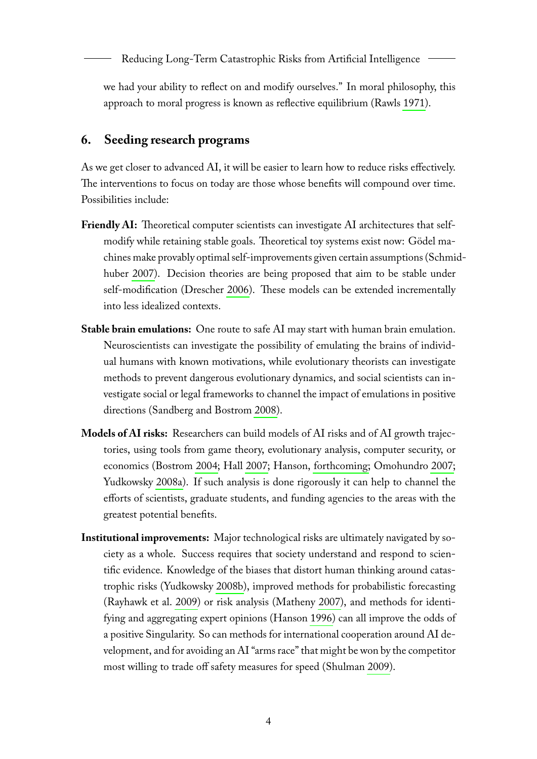we had your ability to reflect on and modify ourselves." In moral philosophy, this approach to moral progress is known as reflective equilibrium (Rawls 1971).

## 6. Seeding research programs

As we get closer to advanced AI, it will be easier to learn how to reduce risks effectively. The interventions to focus on today are those whose benefits will compound over time. Possibilities include:

**Friendly AI:** Theoretical computer scientists can investigate AI architectures that self-modify while retaining stable goals. Theoretical toy systems exist now: Gödel machines make provably optimal self-improvements given certain assumptions (Schmidhuber 2007). Decision theories are being proposed that aim to be stable under self-modification (Drescher 2006). These models can be extended incrementally into less idealized contexts.

**Stable brain emulations:** One route to safe AI may start with human brain emulation. Neuroscientists can investigate the possibility of emulating the brains of individual humans with known motivations, while evolutionary theorists can investigate methods to prevent dangerous evolutionary dynamics, and social scientists can investigate social or legal frameworks to channel the impact of emulations in positive directions (Sandberg and Bostrom 2008).

**Models of AI risks:** Researchers can build models of AI risks and of AI growth trajectories, using tools from game theory, evolutionary analysis, computer security, or economics (Bostrom 2004; Hall 2007; Hanson, forthcoming; Omohundro 2007; Yudkowsky 2008a). If such analysis is done rigorously it can help to channel the efforts of scientists, graduate students, and funding agencies to the areas with the greatest potential benefits.

**Institutional improvements:** Major technological risks are ultimately navigated by society as a whole. Success requires that society understand and respond to scientific evidence. Knowledge of the biases that distort human thinking around catastrophic risks (Yudkowsky 2008b), improved methods for probabilistic forecasting (Rayhawk et al. 2009) or risk analysis (Matheny 2007), and methods for identifying and aggregating expert opinions (Hanson 1996) can all improve the odds of a positive Singularity. So can methods for international cooperation around AI development, and for avoiding an AI "arms race" that might be won by the competitor most willing to trade off safety measures for speed (Shulman 2009).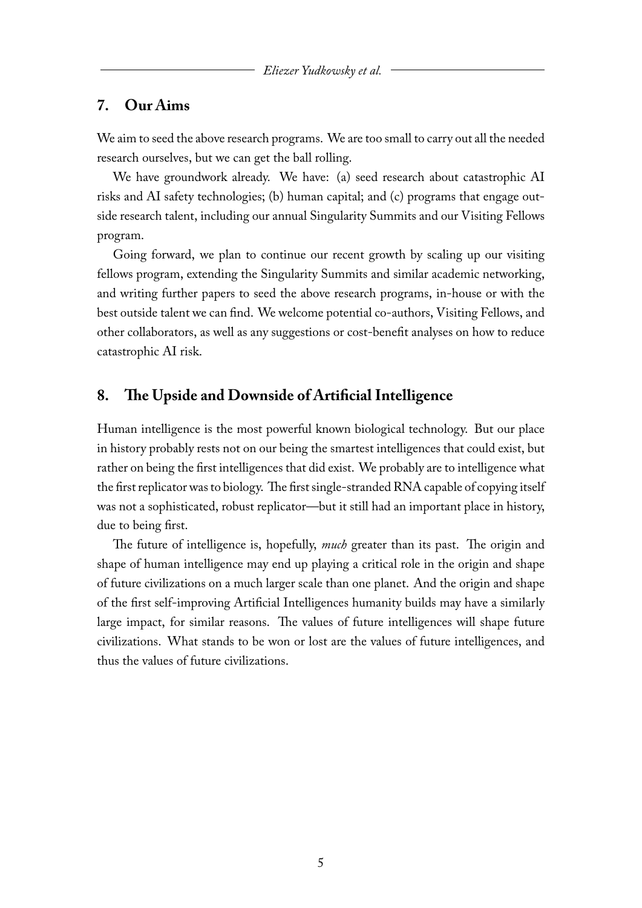## 7. Our Aims

We aim to seed the above research programs. We are too small to carry out all the needed research ourselves, but we can get the ball rolling.

We have groundwork already. We have: (a) seed research about catastrophic AI risks and AI safety technologies; (b) human capital; and (c) programs that engage outside research talent, including our annual Singularity Summits and our Visiting Fellows program.

Going forward, we plan to continue our recent growth by scaling up our visiting fellows program, extending the Singularity Summits and similar academic networking, and writing further papers to seed the above research programs, in-house or with the best outside talent we can find. We welcome potential co-authors, Visiting Fellows, and other collaborators, as well as any suggestions or cost-benefit analyses on how to reduce catastrophic AI risk.

## 8. The Upside and Downside of Artificial Intelligence

Human intelligence is the most powerful known biological technology. But our place in history probably rests not on our being the smartest intelligences that could exist, but rather on being the first intelligences that did exist. We probably are to intelligence what the first replicator was to biology. The first single-stranded RNA capable of copying itself was not a sophisticated, robust replicator—but it still had an important place in history, due to being first.

The future of intelligence is, hopefully, *much* greater than its past. The origin and shape of human intelligence may end up playing a critical role in the origin and shape of future civilizations on a much larger scale than one planet. And the origin and shape of the first self-improving Artificial Intelligences humanity builds may have a similarly large impact, for similar reasons. The values of future intelligences will shape future civilizations. What stands to be won or lost are the values of future intelligences, and thus the values of future civilizations.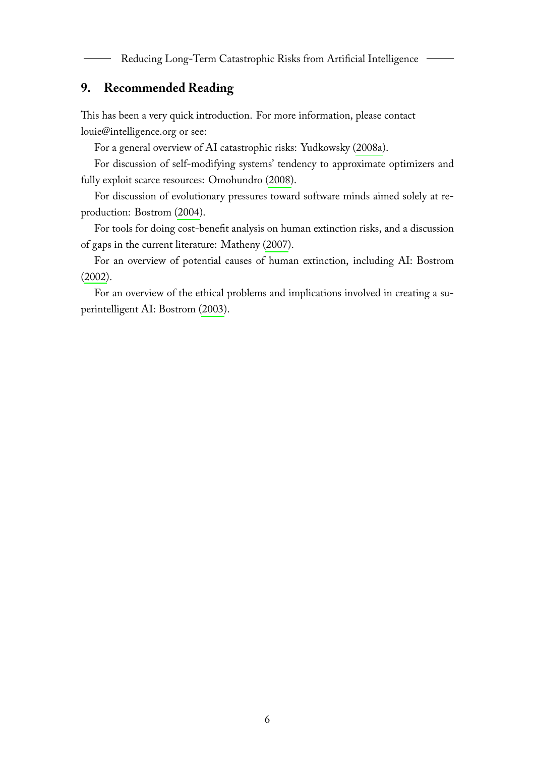## 9. Recommended Reading

This has been a very quick introduction. For more information, please contact louie@intelligence.org or see:

For a general overview of AI catastrophic risks: Yudkowsky (2008a).

For discussion of self-modifying systems' tendency to approximate optimizers and fully exploit scarce resources: Omohundro (2008).

For discussion of evolutionary pressures toward software minds aimed solely at reproduction: Bostrom (2004).

For tools for doing cost-benefit analysis on human extinction risks, and a discussion of gaps in the current literature: Matheny (2007).

For an overview of potential causes of human extinction, including AI: Bostrom (2002).

For an overview of the ethical problems and implications involved in creating a superintelligent AI: Bostrom (2003).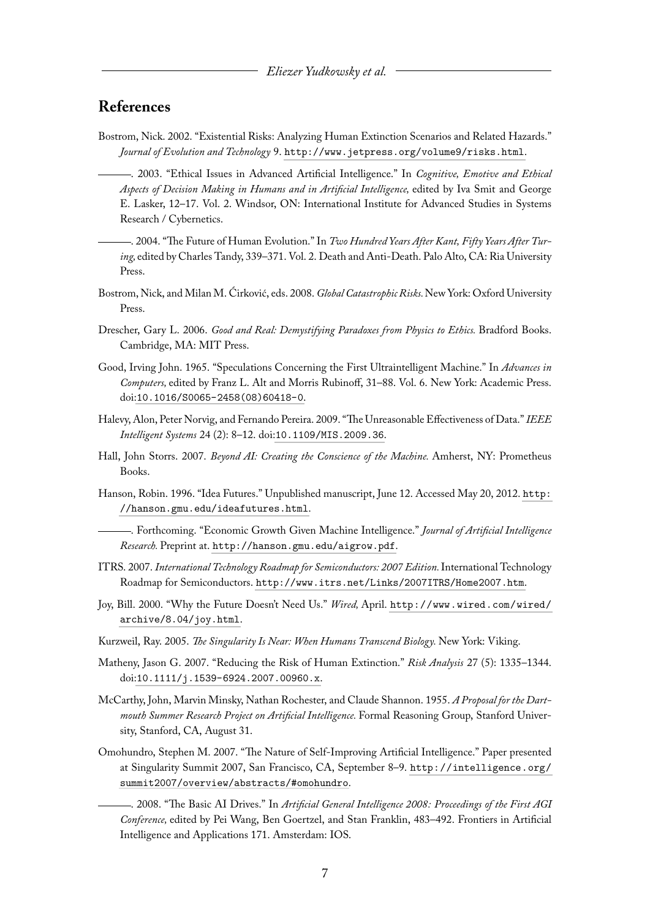## References

Bostrom, Nick. 2002. "Existential Risks: Analyzing Human Extinction Scenarios and Related Hazards." *Journal of Evolution and Technology* 9. http://www.jetpress.org/volume9/risks.html.

———. 2003. "Ethical Issues in Advanced Artificial Intelligence." In *Cognitive, Emotive and Ethical Aspects of Decision Making in Humans and in Artificial Intelligence,* edited by Iva Smit and George E. Lasker, 12–17. Vol. 2. Windsor, ON: International Institute for Advanced Studies in Systems Research / Cybernetics.

———. 2004. "The Future of Human Evolution." In *Two Hundred Years After Kant, Fifty Years After Turing,* edited by Charles Tandy, 339–371. Vol. 2. Death and Anti-Death. Palo Alto, CA: Ria University Press.

Bostrom, Nick, and Milan M. Ćirković, eds. 2008. *Global Catastrophic Risks.* New York: Oxford University Press.

Drescher, Gary L. 2006. *Good and Real: Demystifying Paradoxes from Physics to Ethics.* Bradford Books. Cambridge, MA: MIT Press.

Good, Irving John. 1965. "Speculations Concerning the First Ultraintelligent Machine." In *Advances in Computers,* edited by Franz L. Alt and Morris Rubinoff, 31–88. Vol. 6. New York: Academic Press. doi:10.1016/S0065-2458(08)60418-0.

Halevy, Alon, Peter Norvig, and Fernando Pereira. 2009. "The Unreasonable Effectiveness of Data." *IEEE Intelligent Systems* 24 (2): 8–12. doi:10.1109/MIS.2009.36.

Hall, John Storrs. 2007. *Beyond AI: Creating the Conscience of the Machine.* Amherst, NY: Prometheus Books.

Hanson, Robin. 1996. "Idea Futures." Unpublished manuscript, June 12. Accessed May 20, 2012. http://hanson.gmu.edu/ideafutures.html.

———. Forthcoming. "Economic Growth Given Machine Intelligence." *Journal of Artificial Intelligence Research.* Preprint at. http://hanson.gmu.edu/aigrow.pdf.

ITRS. 2007. *International Technology Roadmap for Semiconductors: 2007 Edition.* International Technology Roadmap for Semiconductors. http://www.itrs.net/Links/2007ITRS/Home2007.htm.

Joy, Bill. 2000. "Why the Future Doesn't Need Us." *Wired,* April. http://www.wired.com/wired/archive/8.04/joy.html.

Kurzweil, Ray. 2005. *The Singularity Is Near: When Humans Transcend Biology.* New York: Viking.

Matheny, Jason G. 2007. "Reducing the Risk of Human Extinction." *Risk Analysis* 27 (5): 1335–1344. doi:10.1111/j.1539-6924.2007.00960.x.

McCarthy, John, Marvin Minsky, Nathan Rochester, and Claude Shannon. 1955. *A Proposal for the Dartmouth Summer Research Project on Artificial Intelligence.* Formal Reasoning Group, Stanford University, Stanford, CA, August 31.

Omohundro, Stephen M. 2007. "The Nature of Self-Improving Artificial Intelligence." Paper presented at Singularity Summit 2007, San Francisco, CA, September 8–9. http://intelligence.org/summit2007/overview/abstracts/#omohundro.

———. 2008. "The Basic AI Drives." In *Artificial General Intelligence 2008: Proceedings of the First AGI Conference,* edited by Pei Wang, Ben Goertzel, and Stan Franklin, 483–492. Frontiers in Artificial Intelligence and Applications 171. Amsterdam: IOS.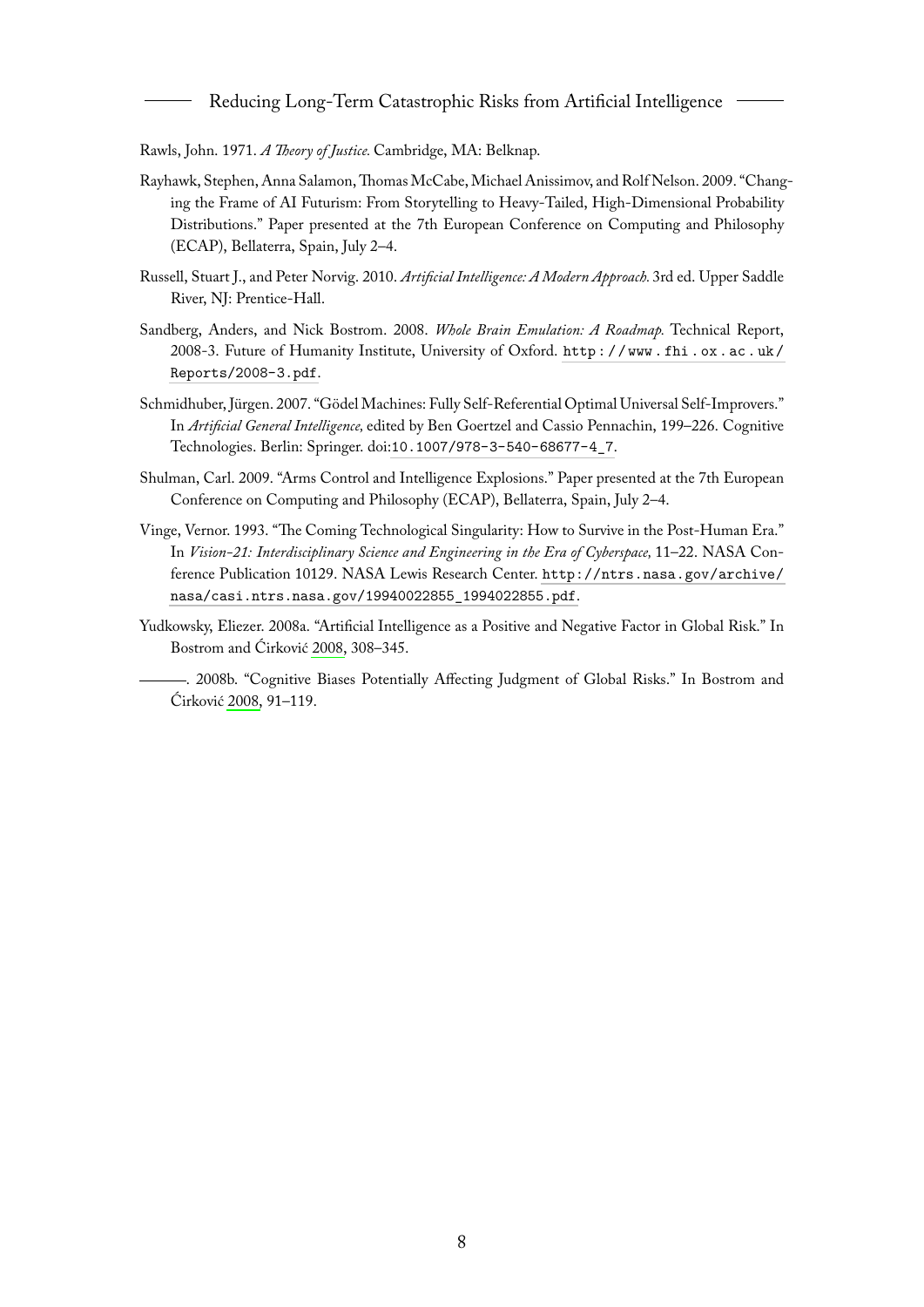Rawls, John. 1971. *A Theory of Justice.* Cambridge, MA: Belknap.

Rayhawk, Stephen, Anna Salamon, Thomas McCabe, Michael Anissimov, and Rolf Nelson. 2009. "Changing the Frame of AI Futurism: From Storytelling to Heavy-Tailed, High-Dimensional Probability Distributions." Paper presented at the 7th European Conference on Computing and Philosophy (ECAP), Bellaterra, Spain, July 2–4.

Russell, Stuart J., and Peter Norvig. 2010. *Artificial Intelligence: A Modern Approach.* 3rd ed. Upper Saddle River, NJ: Prentice-Hall.

Sandberg, Anders, and Nick Bostrom. 2008. *Whole Brain Emulation: A Roadmap.* Technical Report, 2008-3. Future of Humanity Institute, University of Oxford. http://www.fhi.ox.ac.uk/Reports/2008-3.pdf.

Schmidhuber, Jürgen. 2007. "Gödel Machines: Fully Self-Referential Optimal Universal Self-Improvers." In *Artificial General Intelligence,* edited by Ben Goertzel and Cassio Pennachin, 199–226. Cognitive Technologies. Berlin: Springer. doi:10.1007/978-3-540-68677-4_7.

Shulman, Carl. 2009. "Arms Control and Intelligence Explosions." Paper presented at the 7th European Conference on Computing and Philosophy (ECAP), Bellaterra, Spain, July 2–4.

Vinge, Vernor. 1993. "The Coming Technological Singularity: How to Survive in the Post-Human Era." In *Vision-21: Interdisciplinary Science and Engineering in the Era of Cyberspace,* 11–22. NASA Conference Publication 10129. NASA Lewis Research Center. http://ntrs.nasa.gov/archive/nasa/casi.ntrs.nasa.gov/19940022855_1994022855.pdf.

Yudkowsky, Eliezer. 2008a. "Artificial Intelligence as a Positive and Negative Factor in Global Risk." In Bostrom and Ćirković 2008, 308–345.

———. 2008b. "Cognitive Biases Potentially Affecting Judgment of Global Risks." In Bostrom and Ćirković 2008, 91–119.